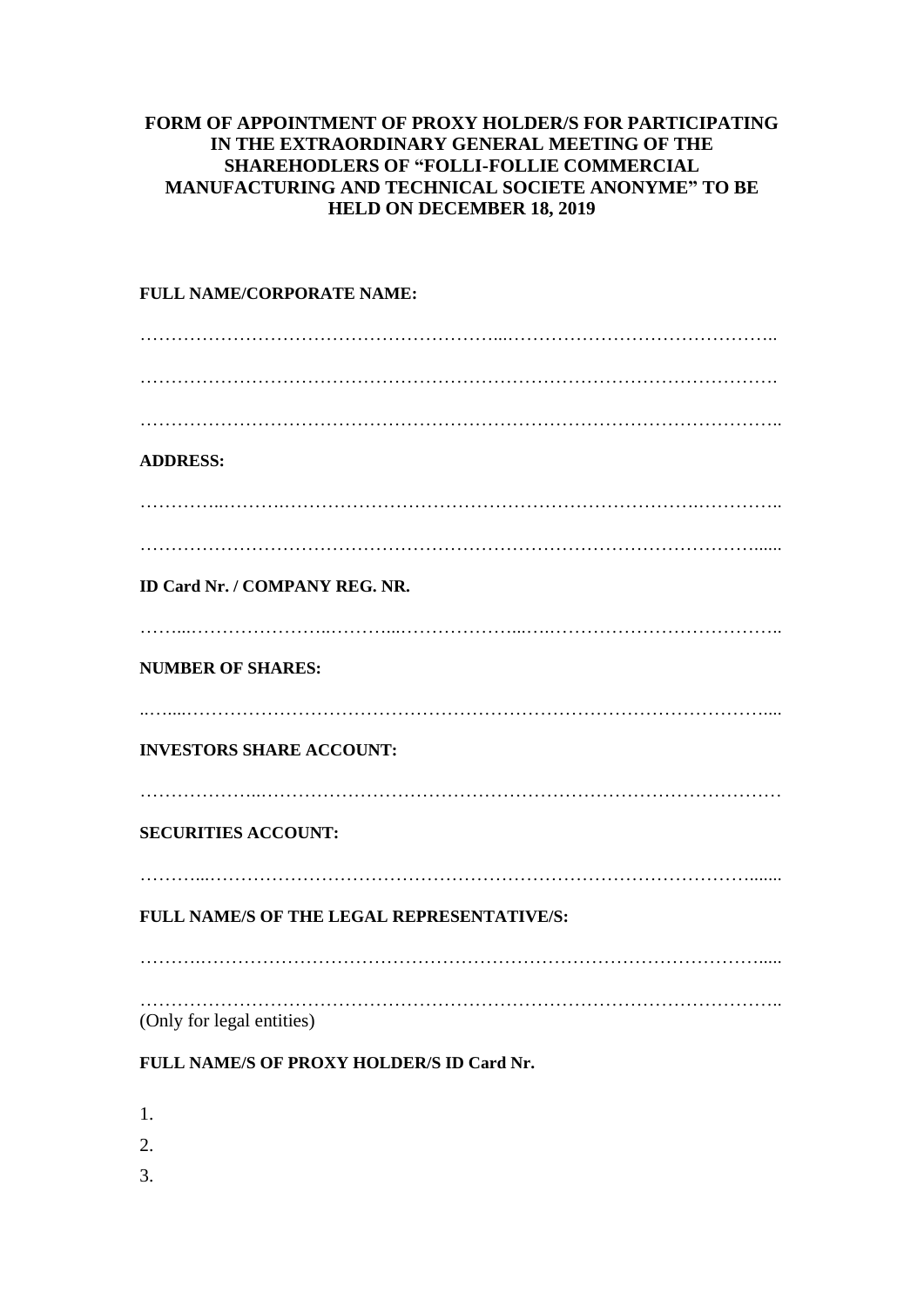**FORM OF APPOINTMENT OF PROXY HOLDER/S FOR PARTICIPATING IN THE EXTRAORDINARY GENERAL MEETING OF THE SHAREHODLERS OF "FOLLI-FOLLIE COMMERCIAL MANUFACTURING AND TECHNICAL SOCIETE ANONYME" TO BE HELD ON DECEMBER 18, 2019**

**FULL NAME/CORPORATE NAME:**

……………………………………………………………………………………………

……………………………………………………………………………………………

……………………………………………………………………………………………

**ADDRESS:**

……………………………………………………………………………………………

……………………………………………………………………………………………

**ID Card Nr. / COMPANY REG. NR.**

……………………………………………………………………………………………

**NUMBER OF SHARES:**

……………………………………………………………………………………………

**INVESTORS SHARE ACCOUNT:**

……………………………………………………………………………………………

**SECURITIES ACCOUNT:**

……………………………………………………………………………………………

**FULL NAME/S OF THE LEGAL REPRESENTATIVE/S:**

……………………………………………………………………………………………

……………………………………………………………………………………………

(Only for legal entities)

**FULL NAME/S OF PROXY HOLDER/S ID Card Nr.**

1.

2.

3.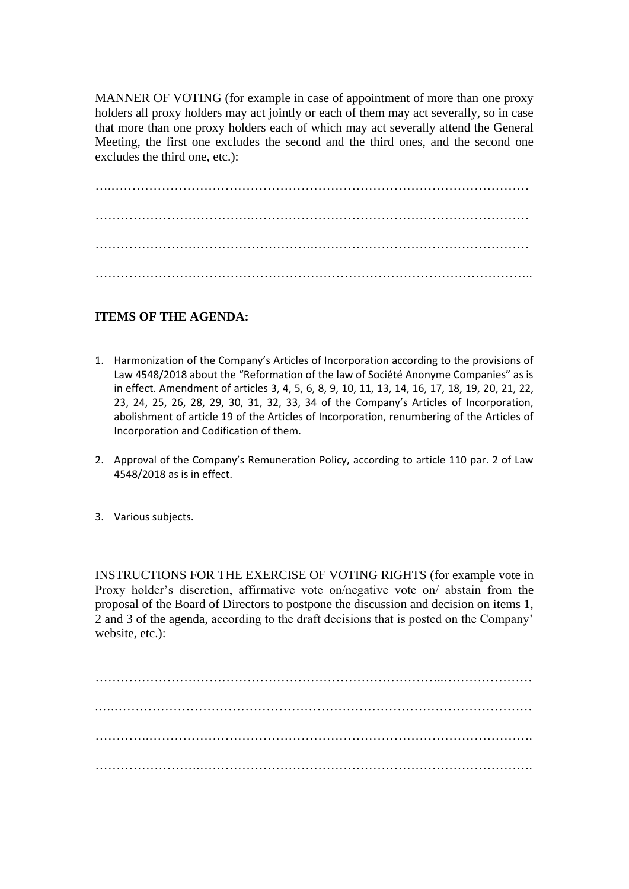MANNER OF VOTING (for example in case of appointment of more than one proxy holders all proxy holders may act jointly or each of them may act severally, so in case that more than one proxy holders each of which may act severally attend the General Meeting, the first one excludes the second and the third ones, and the second one excludes the third one, etc.):

…..……………………………………………………………………………………

……………………………..…………………………………………………………

…………………………………………..……………………………………………

…………………………………………………………………………………………..

**ITEMS OF THE AGENDA:**

1. Harmonization of the Company's Articles of Incorporation according to the provisions of Law 4548/2018 about the "Reformation of the law of Société Anonyme Companies" as is in effect. Amendment of articles 3, 4, 5, 6, 8, 9, 10, 11, 13, 14, 16, 17, 18, 19, 20, 21, 22, 23, 24, 25, 26, 28, 29, 30, 31, 32, 33, 34 of the Company's Articles of Incorporation, abolishment of article 19 of the Articles of Incorporation, renumbering of the Articles of Incorporation and Codification of them.

2. Approval of the Company's Remuneration Policy, according to article 110 par. 2 of Law 4548/2018 as is in effect.

3. Various subjects.

INSTRUCTIONS FOR THE EXERCISE OF VOTING RIGHTS (for example vote in Proxy holder's discretion, affirmative vote on/negative vote on/ abstain from the proposal of the Board of Directors to postpone the discussion and decision on items 1, 2 and 3 of the agenda, according to the draft decisions that is posted on the Company' website, etc.):

………………………………………………………………………...…………………

..….…………………………………………………………………………………….

…………..……………………………………………………………………………….

……………………..…………………………………………………………………….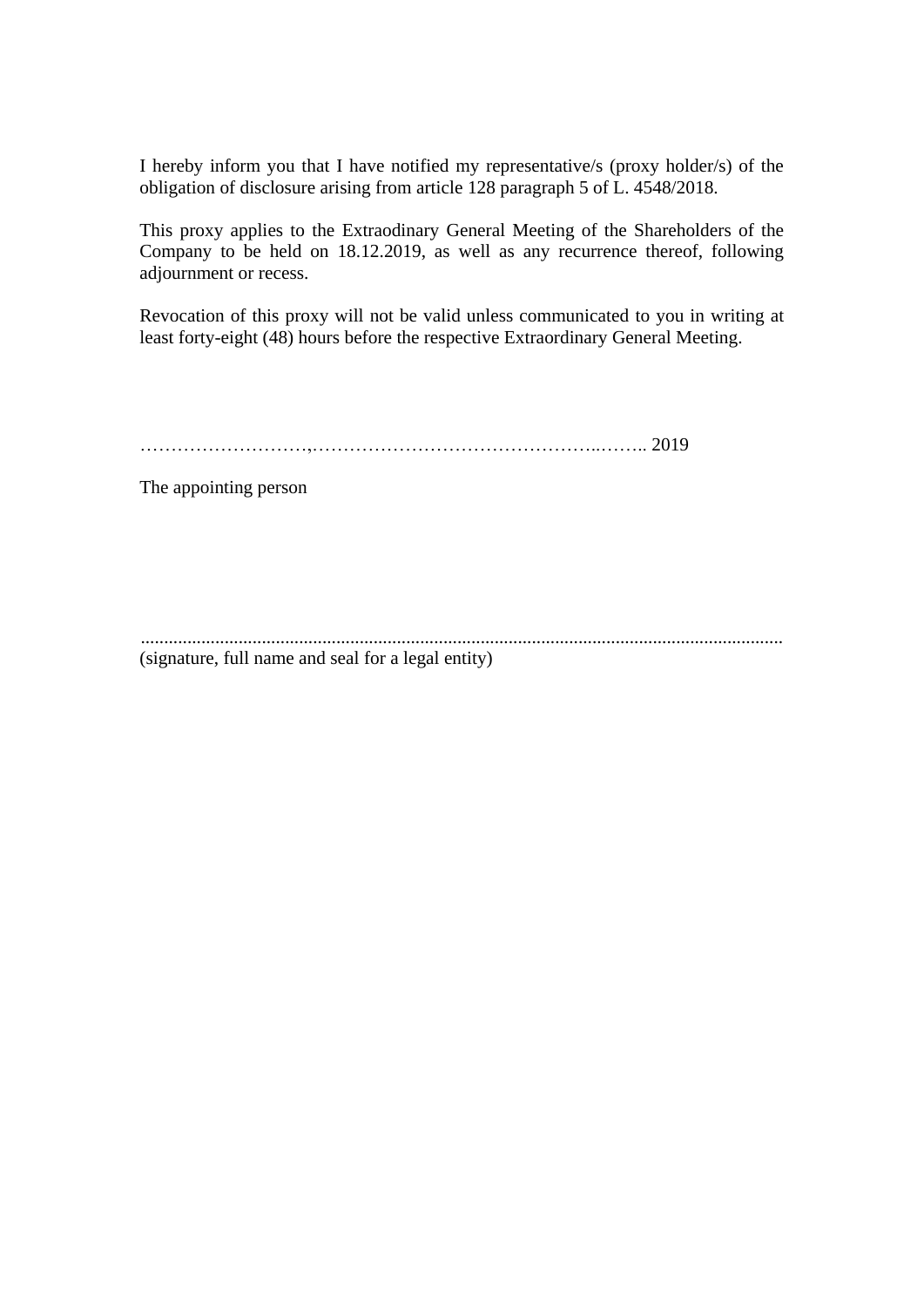I hereby inform you that I have notified my representative/s (proxy holder/s) of the obligation of disclosure arising from article 128 paragraph 5 of L. 4548/2018.

This proxy applies to the Extraodinary General Meeting of the Shareholders of the Company to be held on 18.12.2019, as well as any recurrence thereof, following adjournment or recess.

Revocation of this proxy will not be valid unless communicated to you in writing at least forty-eight (48) hours before the respective Extraordinary General Meeting.

………………………,………………………………………..…….. 2019

The appointing person

.......................................................................................................................................

(signature, full name and seal for a legal entity)